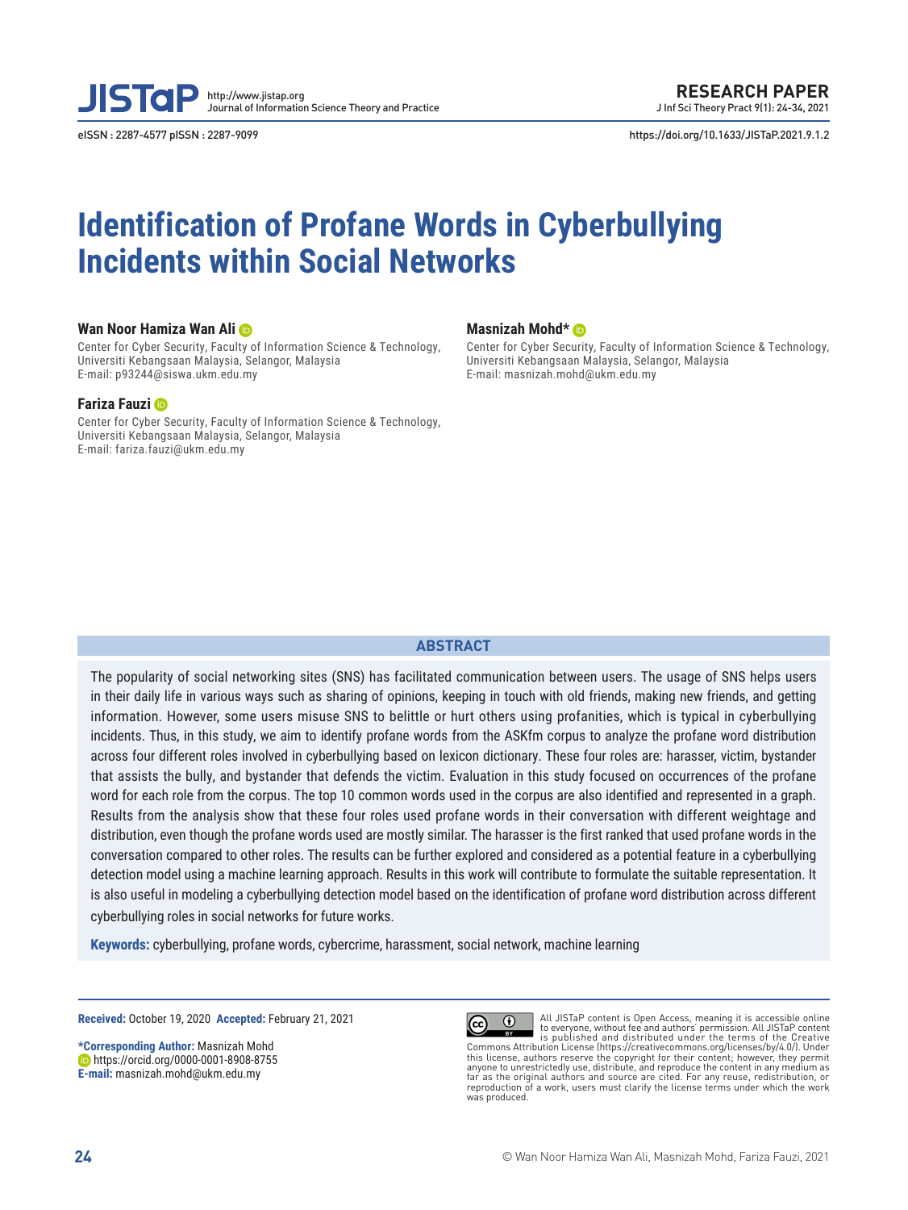**RESEARCH PAPER**

eISSN : 2287-4577 pISSN : 2287-9099

https://doi.org/10.1633/JISTaP.2021.9.1.2

# Identification of Profane Words in Cyberbullying Incidents within Social Networks

**Wan Noor Hamiza Wan Ali**
Center for Cyber Security, Faculty of Information Science & Technology, Universiti Kebangsaan Malaysia, Selangor, Malaysia
E-mail: p93244@siswa.ukm.edu.my

**Masnizah Mohd***
Center for Cyber Security, Faculty of Information Science & Technology, Universiti Kebangsaan Malaysia, Selangor, Malaysia
E-mail: masnizah.mohd@ukm.edu.my

**Fariza Fauzi**
Center for Cyber Security, Faculty of Information Science & Technology, Universiti Kebangsaan Malaysia, Selangor, Malaysia
E-mail: fariza.fauzi@ukm.edu.my

## ABSTRACT

The popularity of social networking sites (SNS) has facilitated communication between users. The usage of SNS helps users in their daily life in various ways such as sharing of opinions, keeping in touch with old friends, making new friends, and getting information. However, some users misuse SNS to belittle or hurt others using profanities, which is typical in cyberbullying incidents. Thus, in this study, we aim to identify profane words from the ASKfm corpus to analyze the profane word distribution across four different roles involved in cyberbullying based on lexicon dictionary. These four roles are: harasser, victim, bystander that assists the bully, and bystander that defends the victim. Evaluation in this study focused on occurrences of the profane word for each role from the corpus. The top 10 common words used in the corpus are also identified and represented in a graph. Results from the analysis show that these four roles used profane words in their conversation with different weightage and distribution, even though the profane words used are mostly similar. The harasser is the first ranked that used profane words in the conversation compared to other roles. The results can be further explored and considered as a potential feature in a cyberbullying detection model using a machine learning approach. Results in this work will contribute to formulate the suitable representation. It is also useful in modeling a cyberbullying detection model based on the identification of profane word distribution across different cyberbullying roles in social networks for future works.

**Keywords:** cyberbullying, profane words, cybercrime, harassment, social network, machine learning

**Received:** October 19, 2020 **Accepted:** February 21, 2021

***Corresponding Author:** Masnizah Mohd
https://orcid.org/0000-0001-8908-8755
**E-mail:** masnizah.mohd@ukm.edu.my

All JISTaP content is Open Access, meaning it is accessible online to everyone, without fee and authors' permission. All JISTaP content is published and distributed under the terms of the Creative Commons Attribution License (https://creativecommons.org/licenses/by/4.0/). Under this license, authors reserve the copyright for their content; however, they permit anyone to unrestrictedly use, distribute, and reproduce the content in any medium as far as the original authors and source are cited. For any reuse, redistribution, or reproduction of a work, users must clarify the license terms under which the work was produced.

© Wan Noor Hamiza Wan Ali, Masnizah Mohd, Fariza Fauzi, 2021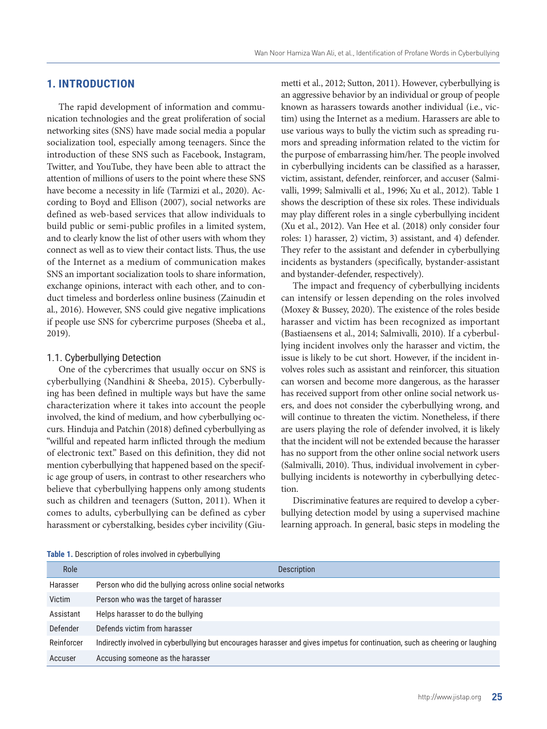## 1. INTRODUCTION

The rapid development of information and communication technologies and the great proliferation of social networking sites (SNS) have made social media a popular socialization tool, especially among teenagers. Since the introduction of these SNS such as Facebook, Instagram, Twitter, and YouTube, they have been able to attract the attention of millions of users to the point where these SNS have become a necessity in life (Tarmizi et al., 2020). According to Boyd and Ellison (2007), social networks are defined as web-based services that allow individuals to build public or semi-public profiles in a limited system, and to clearly know the list of other users with whom they connect as well as to view their contact lists. Thus, the use of the Internet as a medium of communication makes SNS an important socialization tools to share information, exchange opinions, interact with each other, and to conduct timeless and borderless online business (Zainudin et al., 2016). However, SNS could give negative implications if people use SNS for cybercrime purposes (Sheeba et al., 2019).

### 1.1. Cyberbullying Detection

One of the cybercrimes that usually occur on SNS is cyberbullying (Nandhini & Sheeba, 2015). Cyberbullying has been defined in multiple ways but have the same characterization where it takes into account the people involved, the kind of medium, and how cyberbullying occurs. Hinduja and Patchin (2018) defined cyberbullying as "willful and repeated harm inflicted through the medium of electronic text." Based on this definition, they did not mention cyberbullying that happened based on the specific age group of users, in contrast to other researchers who believe that cyberbullying happens only among students such as children and teenagers (Sutton, 2011). When it comes to adults, cyberbullying can be defined as cyber harassment or cyberstalking, besides cyber incivility (Giumetti et al., 2012; Sutton, 2011). However, cyberbullying is an aggressive behavior by an individual or group of people known as harassers towards another individual (i.e., victim) using the Internet as a medium. Harassers are able to use various ways to bully the victim such as spreading rumors and spreading information related to the victim for the purpose of embarrassing him/her. The people involved in cyberbullying incidents can be classified as a harasser, victim, assistant, defender, reinforcer, and accuser (Salmivalli, 1999; Salmivalli et al., 1996; Xu et al., 2012). Table 1 shows the description of these six roles. These individuals may play different roles in a single cyberbullying incident (Xu et al., 2012). Van Hee et al. (2018) only consider four roles: 1) harasser, 2) victim, 3) assistant, and 4) defender. They refer to the assistant and defender in cyberbullying incidents as bystanders (specifically, bystander-assistant and bystander-defender, respectively).

The impact and frequency of cyberbullying incidents can intensify or lessen depending on the roles involved (Moxey & Bussey, 2020). The existence of the roles beside harasser and victim has been recognized as important (Bastiaensens et al., 2014; Salmivalli, 2010). If a cyberbullying incident involves only the harasser and victim, the issue is likely to be cut short. However, if the incident involves roles such as assistant and reinforcer, this situation can worsen and become more dangerous, as the harasser has received support from other online social network users, and does not consider the cyberbullying wrong, and will continue to threaten the victim. Nonetheless, if there are users playing the role of defender involved, it is likely that the incident will not be extended because the harasser has no support from the other online social network users (Salmivalli, 2010). Thus, individual involvement in cyberbullying incidents is noteworthy in cyberbullying detection.

Discriminative features are required to develop a cyberbullying detection model by using a supervised machine learning approach. In general, basic steps in modeling the

**Table 1.** Description of roles involved in cyberbullying

| Role | Description |
|---|---|
| Harasser | Person who did the bullying across online social networks |
| Victim | Person who was the target of harasser |
| Assistant | Helps harasser to do the bullying |
| Defender | Defends victim from harasser |
| Reinforcer | Indirectly involved in cyberbullying but encourages harasser and gives impetus for continuation, such as cheering or laughing |
| Accuser | Accusing someone as the harasser |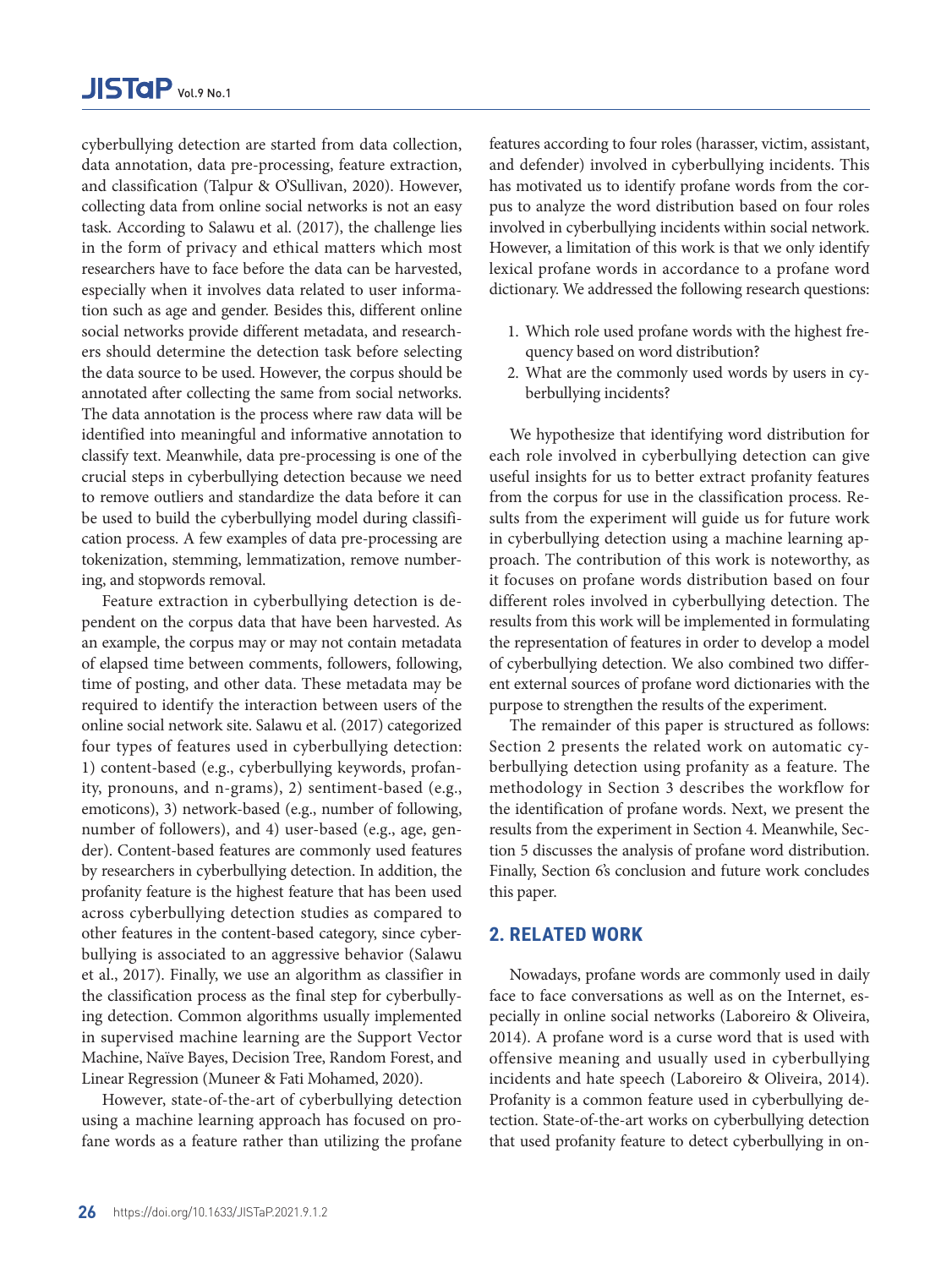cyberbullying detection are started from data collection, data annotation, data pre-processing, feature extraction, and classification (Talpur & O'Sullivan, 2020). However, collecting data from online social networks is not an easy task. According to Salawu et al. (2017), the challenge lies in the form of privacy and ethical matters which most researchers have to face before the data can be harvested, especially when it involves data related to user information such as age and gender. Besides this, different online social networks provide different metadata, and researchers should determine the detection task before selecting the data source to be used. However, the corpus should be annotated after collecting the same from social networks. The data annotation is the process where raw data will be identified into meaningful and informative annotation to classify text. Meanwhile, data pre-processing is one of the crucial steps in cyberbullying detection because we need to remove outliers and standardize the data before it can be used to build the cyberbullying model during classification process. A few examples of data pre-processing are tokenization, stemming, lemmatization, remove numbering, and stopwords removal.

Feature extraction in cyberbullying detection is dependent on the corpus data that have been harvested. As an example, the corpus may or may not contain metadata of elapsed time between comments, followers, following, time of posting, and other data. These metadata may be required to identify the interaction between users of the online social network site. Salawu et al. (2017) categorized four types of features used in cyberbullying detection: 1) content-based (e.g., cyberbullying keywords, profanity, pronouns, and n-grams), 2) sentiment-based (e.g., emoticons), 3) network-based (e.g., number of following, number of followers), and 4) user-based (e.g., age, gender). Content-based features are commonly used features by researchers in cyberbullying detection. In addition, the profanity feature is the highest feature that has been used across cyberbullying detection studies as compared to other features in the content-based category, since cyberbullying is associated to an aggressive behavior (Salawu et al., 2017). Finally, we use an algorithm as classifier in the classification process as the final step for cyberbullying detection. Common algorithms usually implemented in supervised machine learning are the Support Vector Machine, Naïve Bayes, Decision Tree, Random Forest, and Linear Regression (Muneer & Fati Mohamed, 2020).

However, state-of-the-art of cyberbullying detection using a machine learning approach has focused on profane words as a feature rather than utilizing the profane features according to four roles (harasser, victim, assistant, and defender) involved in cyberbullying incidents. This has motivated us to identify profane words from the corpus to analyze the word distribution based on four roles involved in cyberbullying incidents within social network. However, a limitation of this work is that we only identify lexical profane words in accordance to a profane word dictionary. We addressed the following research questions:

1. Which role used profane words with the highest frequency based on word distribution?
2. What are the commonly used words by users in cyberbullying incidents?

We hypothesize that identifying word distribution for each role involved in cyberbullying detection can give useful insights for us to better extract profanity features from the corpus for use in the classification process. Results from the experiment will guide us for future work in cyberbullying detection using a machine learning approach. The contribution of this work is noteworthy, as it focuses on profane words distribution based on four different roles involved in cyberbullying detection. The results from this work will be implemented in formulating the representation of features in order to develop a model of cyberbullying detection. We also combined two different external sources of profane word dictionaries with the purpose to strengthen the results of the experiment.

The remainder of this paper is structured as follows: Section 2 presents the related work on automatic cyberbullying detection using profanity as a feature. The methodology in Section 3 describes the workflow for the identification of profane words. Next, we present the results from the experiment in Section 4. Meanwhile, Section 5 discusses the analysis of profane word distribution. Finally, Section 6's conclusion and future work concludes this paper.

## 2. RELATED WORK

Nowadays, profane words are commonly used in daily face to face conversations as well as on the Internet, especially in online social networks (Laboreiro & Oliveira, 2014). A profane word is a curse word that is used with offensive meaning and usually used in cyberbullying incidents and hate speech (Laboreiro & Oliveira, 2014). Profanity is a common feature used in cyberbullying detection. State-of-the-art works on cyberbullying detection that used profanity feature to detect cyberbullying in on-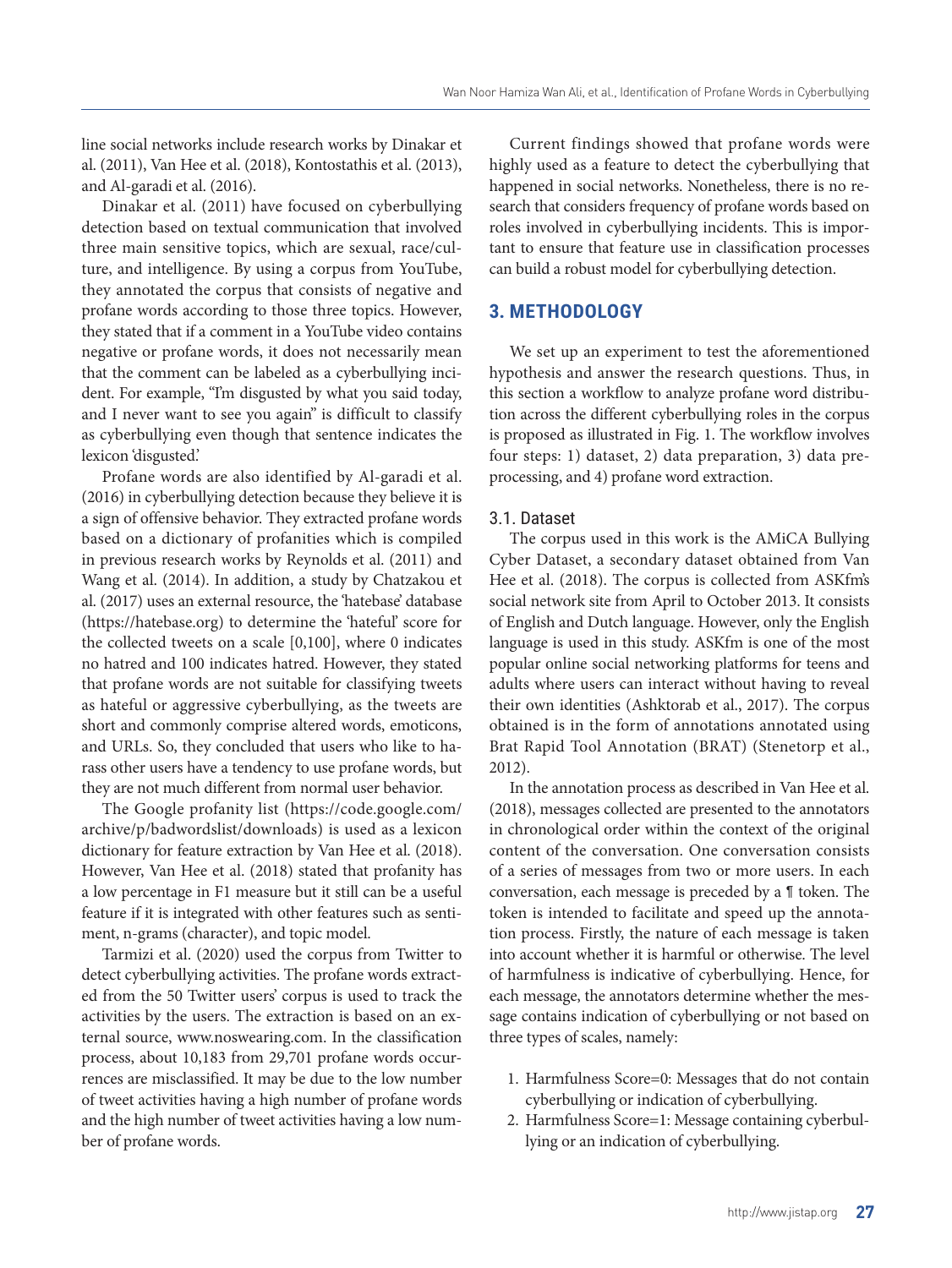line social networks include research works by Dinakar et al. (2011), Van Hee et al. (2018), Kontostathis et al. (2013), and Al-garadi et al. (2016).

Dinakar et al. (2011) have focused on cyberbullying detection based on textual communication that involved three main sensitive topics, which are sexual, race/culture, and intelligence. By using a corpus from YouTube, they annotated the corpus that consists of negative and profane words according to those three topics. However, they stated that if a comment in a YouTube video contains negative or profane words, it does not necessarily mean that the comment can be labeled as a cyberbullying incident. For example, "I'm disgusted by what you said today, and I never want to see you again" is difficult to classify as cyberbullying even though that sentence indicates the lexicon 'disgusted.'

Profane words are also identified by Al-garadi et al. (2016) in cyberbullying detection because they believe it is a sign of offensive behavior. They extracted profane words based on a dictionary of profanities which is compiled in previous research works by Reynolds et al. (2011) and Wang et al. (2014). In addition, a study by Chatzakou et al. (2017) uses an external resource, the 'hatebase' database (https://hatebase.org) to determine the 'hateful' score for the collected tweets on a scale [0,100], where 0 indicates no hatred and 100 indicates hatred. However, they stated that profane words are not suitable for classifying tweets as hateful or aggressive cyberbullying, as the tweets are short and commonly comprise altered words, emoticons, and URLs. So, they concluded that users who like to harass other users have a tendency to use profane words, but they are not much different from normal user behavior.

The Google profanity list (https://code.google.com/archive/p/badwordslist/downloads) is used as a lexicon dictionary for feature extraction by Van Hee et al. (2018). However, Van Hee et al. (2018) stated that profanity has a low percentage in F1 measure but it still can be a useful feature if it is integrated with other features such as sentiment, n-grams (character), and topic model.

Tarmizi et al. (2020) used the corpus from Twitter to detect cyberbullying activities. The profane words extracted from the 50 Twitter users' corpus is used to track the activities by the users. The extraction is based on an external source, www.noswearing.com. In the classification process, about 10,183 from 29,701 profane words occurrences are misclassified. It may be due to the low number of tweet activities having a high number of profane words and the high number of tweet activities having a low number of profane words.

Current findings showed that profane words were highly used as a feature to detect the cyberbullying that happened in social networks. Nonetheless, there is no research that considers frequency of profane words based on roles involved in cyberbullying incidents. This is important to ensure that feature use in classification processes can build a robust model for cyberbullying detection.

## 3. METHODOLOGY

We set up an experiment to test the aforementioned hypothesis and answer the research questions. Thus, in this section a workflow to analyze profane word distribution across the different cyberbullying roles in the corpus is proposed as illustrated in Fig. 1. The workflow involves four steps: 1) dataset, 2) data preparation, 3) data preprocessing, and 4) profane word extraction.

### 3.1. Dataset

The corpus used in this work is the AMiCA Bullying Cyber Dataset, a secondary dataset obtained from Van Hee et al. (2018). The corpus is collected from ASKfm's social network site from April to October 2013. It consists of English and Dutch language. However, only the English language is used in this study. ASKfm is one of the most popular online social networking platforms for teens and adults where users can interact without having to reveal their own identities (Ashktorab et al., 2017). The corpus obtained is in the form of annotations annotated using Brat Rapid Tool Annotation (BRAT) (Stenetorp et al., 2012).

In the annotation process as described in Van Hee et al. (2018), messages collected are presented to the annotators in chronological order within the context of the original content of the conversation. One conversation consists of a series of messages from two or more users. In each conversation, each message is preceded by a ¶ token. The token is intended to facilitate and speed up the annotation process. Firstly, the nature of each message is taken into account whether it is harmful or otherwise. The level of harmfulness is indicative of cyberbullying. Hence, for each message, the annotators determine whether the message contains indication of cyberbullying or not based on three types of scales, namely:

1. Harmfulness Score=0: Messages that do not contain cyberbullying or indication of cyberbullying.
2. Harmfulness Score=1: Message containing cyberbullying or an indication of cyberbullying.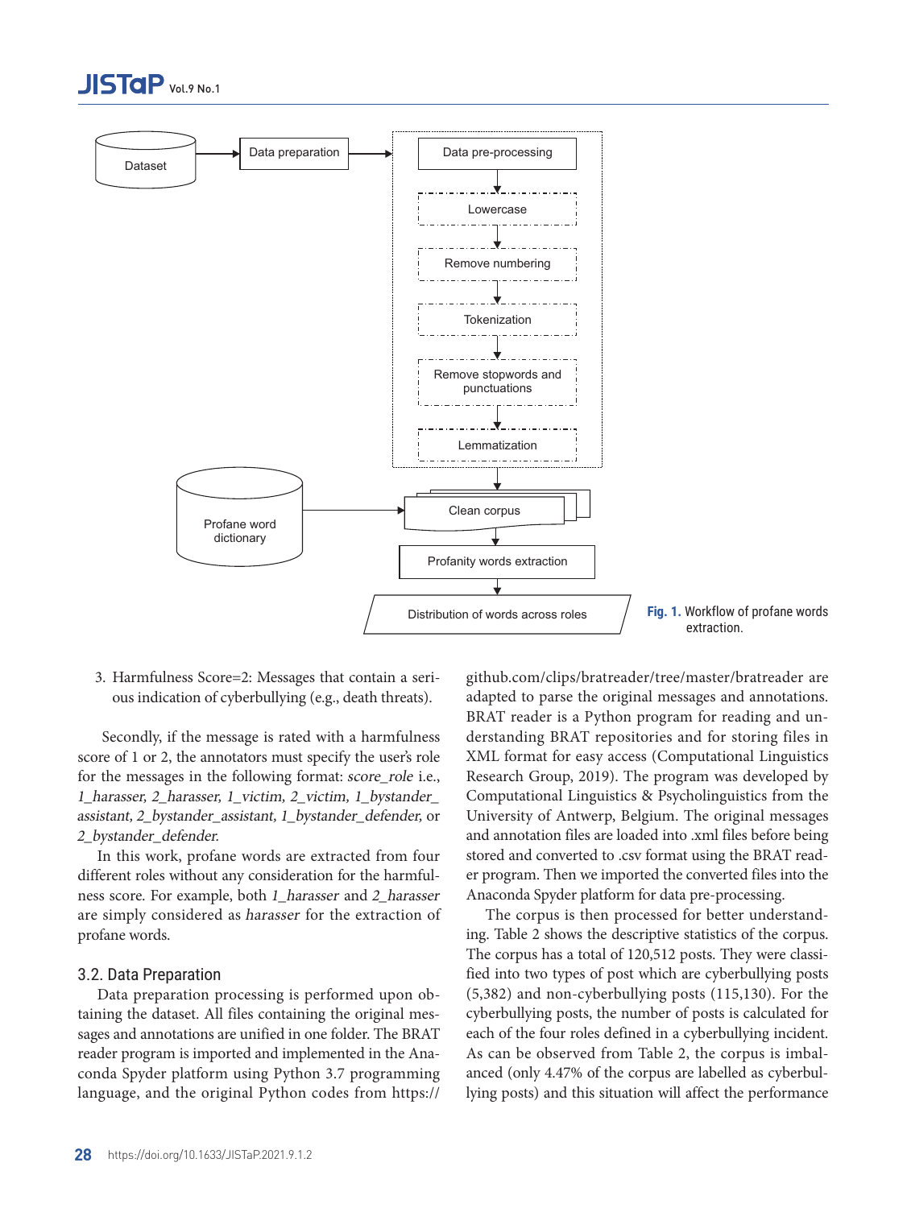Fig. 1. Workflow of profane words extraction.

3. Harmfulness Score=2: Messages that contain a serious indication of cyberbullying (e.g., death threats).

Secondly, if the message is rated with a harmfulness score of 1 or 2, the annotators must specify the user's role for the messages in the following format: *score_role* i.e., *1_harasser, 2_harasser, 1_victim, 2_victim, 1_bystander_assistant, 2_bystander_assistant, 1_bystander_defender,* or *2_bystander_defender.*

In this work, profane words are extracted from four different roles without any consideration for the harmfulness score. For example, both *1_harasser* and *2_harasser* are simply considered as *harasser* for the extraction of profane words.

### 3.2. Data Preparation

Data preparation processing is performed upon obtaining the dataset. All files containing the original messages and annotations are unified in one folder. The BRAT reader program is imported and implemented in the Anaconda Spyder platform using Python 3.7 programming language, and the original Python codes from https://github.com/clips/bratreader/tree/master/bratreader are adapted to parse the original messages and annotations. BRAT reader is a Python program for reading and understanding BRAT repositories and for storing files in XML format for easy access (Computational Linguistics Research Group, 2019). The program was developed by Computational Linguistics & Psycholinguistics from the University of Antwerp, Belgium. The original messages and annotation files are loaded into .xml files before being stored and converted to .csv format using the BRAT reader program. Then we imported the converted files into the Anaconda Spyder platform for data pre-processing.

The corpus is then processed for better understanding. Table 2 shows the descriptive statistics of the corpus. The corpus has a total of 120,512 posts. They were classified into two types of post which are cyberbullying posts (5,382) and non-cyberbullying posts (115,130). For the cyberbullying posts, the number of posts is calculated for each of the four roles defined in a cyberbullying incident. As can be observed from Table 2, the corpus is imbalanced (only 4.47% of the corpus are labelled as cyberbullying posts) and this situation will affect the performance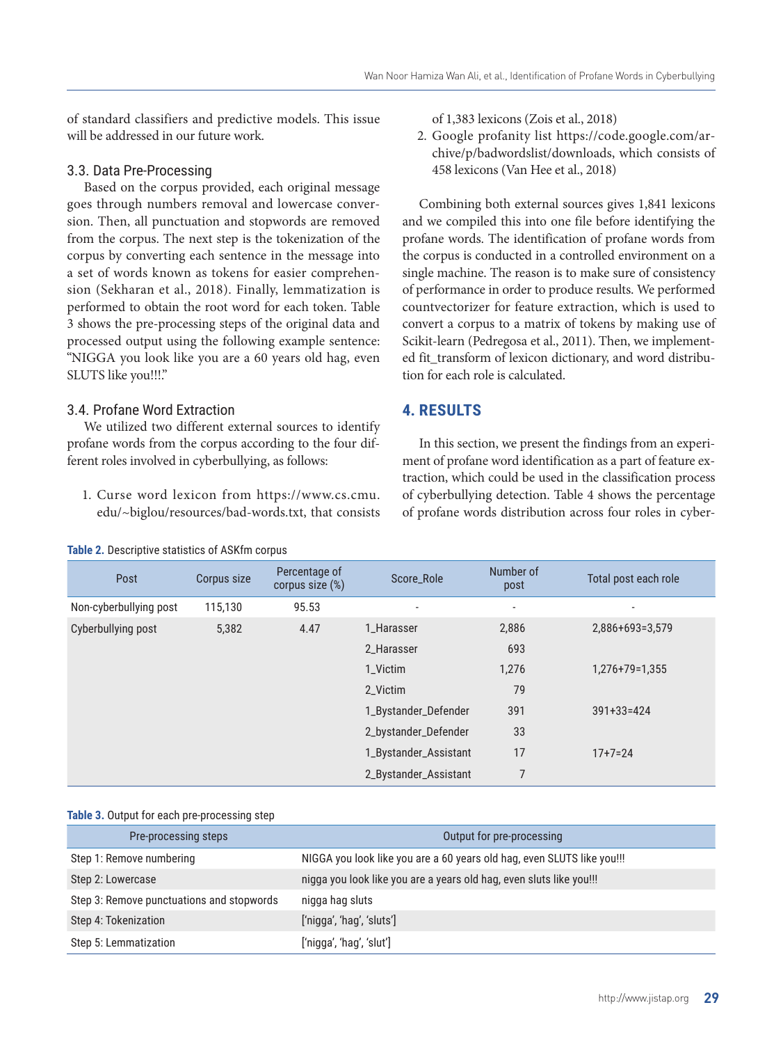of standard classifiers and predictive models. This issue will be addressed in our future work.

### 3.3. Data Pre-Processing

Based on the corpus provided, each original message goes through numbers removal and lowercase conversion. Then, all punctuation and stopwords are removed from the corpus. The next step is the tokenization of the corpus by converting each sentence in the message into a set of words known as tokens for easier comprehension (Sekharan et al., 2018). Finally, lemmatization is performed to obtain the root word for each token. Table 3 shows the pre-processing steps of the original data and processed output using the following example sentence: "NIGGA you look like you are a 60 years old hag, even SLUTS like you!!!."

### 3.4. Profane Word Extraction

We utilized two different external sources to identify profane words from the corpus according to the four different roles involved in cyberbullying, as follows:

1. Curse word lexicon from https://www.cs.cmu.edu/~biglou/resources/bad-words.txt, that consists of 1,383 lexicons (Zois et al., 2018)
2. Google profanity list https://code.google.com/archive/p/badwordslist/downloads, which consists of 458 lexicons (Van Hee et al., 2018)

Combining both external sources gives 1,841 lexicons and we compiled this into one file before identifying the profane words. The identification of profane words from the corpus is conducted in a controlled environment on a single machine. The reason is to make sure of consistency of performance in order to produce results. We performed countvectorizer for feature extraction, which is used to convert a corpus to a matrix of tokens by making use of Scikit-learn (Pedregosa et al., 2011). Then, we implemented fit_transform of lexicon dictionary, and word distribution for each role is calculated.

## 4. RESULTS

In this section, we present the findings from an experiment of profane word identification as a part of feature extraction, which could be used in the classification process of cyberbullying detection. Table 4 shows the percentage of profane words distribution across four roles in cyber-

**Table 2.** Descriptive statistics of ASKfm corpus

| Post | Corpus size | Percentage of corpus size (%) | Score_Role | Number of post | Total post each role |
|---|---|---|---|---|---|
| Non-cyberbullying post | 115,130 | 95.53 | - | - | - |
| Cyberbullying post | 5,382 | 4.47 | 1_Harasser | 2,886 | 2,886+693=3,579 |
| | | | 2_Harasser | 693 | |
| | | | 1_Victim | 1,276 | 1,276+79=1,355 |
| | | | 2_Victim | 79 | |
| | | | 1_Bystander_Defender | 391 | 391+33=424 |
| | | | 2_bystander_Defender | 33 | |
| | | | 1_Bystander_Assistant | 17 | 17+7=24 |
| | | | 2_Bystander_Assistant | 7 | |

**Table 3.** Output for each pre-processing step

| Pre-processing steps | Output for pre-processing |
|---|---|
| Step 1: Remove numbering | NIGGA you look like you are a 60 years old hag, even SLUTS like you!!! |
| Step 2: Lowercase | nigga you look like you are a years old hag, even sluts like you!!! |
| Step 3: Remove punctuations and stopwords | nigga hag sluts |
| Step 4: Tokenization | ['nigga', 'hag', 'sluts'] |
| Step 5: Lemmatization | ['nigga', 'hag', 'slut'] |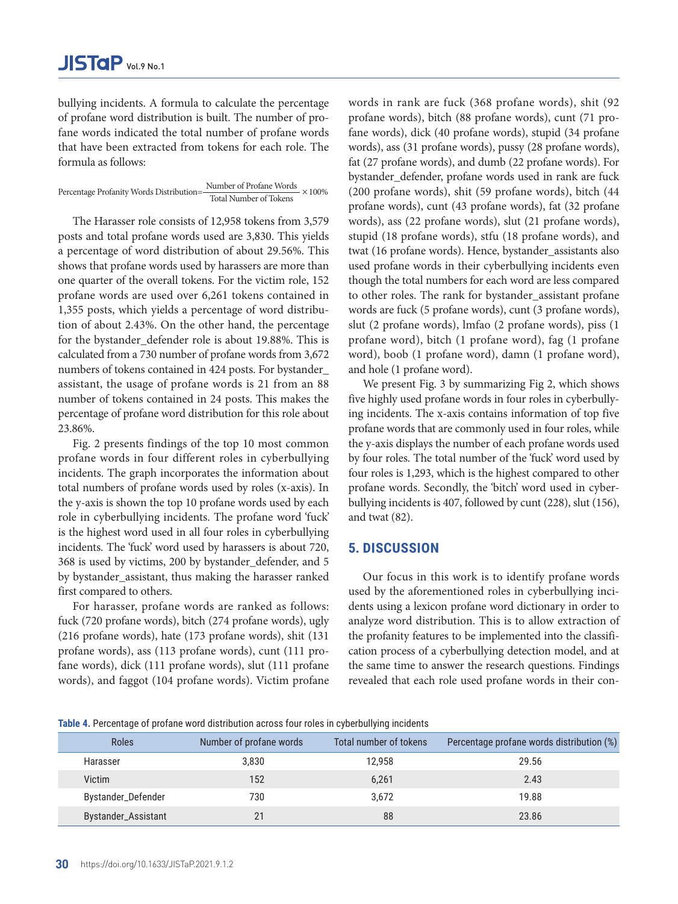bullying incidents. A formula to calculate the percentage of profane word distribution is built. The number of profane words indicated the total number of profane words that have been extracted from tokens for each role. The formula as follows:

$$\text{Percentage Profanity Words Distribution} = \frac{\text{Number of Profane Words}}{\text{Total Number of Tokens}} \times 100\%$$

The Harasser role consists of 12,958 tokens from 3,579 posts and total profane words used are 3,830. This yields a percentage of word distribution of about 29.56%. This shows that profane words used by harassers are more than one quarter of the overall tokens. For the victim role, 152 profane words are used over 6,261 tokens contained in 1,355 posts, which yields a percentage of word distribution of about 2.43%. On the other hand, the percentage for the bystander_defender role is about 19.88%. This is calculated from a 730 number of profane words from 3,672 numbers of tokens contained in 424 posts. For bystander_assistant, the usage of profane words is 21 from an 88 number of tokens contained in 24 posts. This makes the percentage of profane word distribution for this role about 23.86%.

Fig. 2 presents findings of the top 10 most common profane words in four different roles in cyberbullying incidents. The graph incorporates the information about total numbers of profane words used by roles (x-axis). In the y-axis is shown the top 10 profane words used by each role in cyberbullying incidents. The profane word 'fuck' is the highest word used in all four roles in cyberbullying incidents. The 'fuck' word used by harassers is about 720, 368 is used by victims, 200 by bystander_defender, and 5 by bystander_assistant, thus making the harasser ranked first compared to others.

For harasser, profane words are ranked as follows: fuck (720 profane words), bitch (274 profane words), ugly (216 profane words), hate (173 profane words), shit (131 profane words), ass (113 profane words), cunt (111 profane words), dick (111 profane words), slut (111 profane words), and faggot (104 profane words). Victim profane words in rank are fuck (368 profane words), shit (92 profane words), bitch (88 profane words), cunt (71 profane words), dick (40 profane words), stupid (34 profane words), ass (31 profane words), pussy (28 profane words), fat (27 profane words), and dumb (22 profane words). For bystander_defender, profane words used in rank are fuck (200 profane words), shit (59 profane words), bitch (44 profane words), cunt (43 profane words), fat (32 profane words), ass (22 profane words), slut (21 profane words), stupid (18 profane words), stfu (18 profane words), and twat (16 profane words). Hence, bystander_assistants also used profane words in their cyberbullying incidents even though the total numbers for each word are less compared to other roles. The rank for bystander_assistant profane words are fuck (5 profane words), cunt (3 profane words), slut (2 profane words), lmfao (2 profane words), piss (1 profane word), bitch (1 profane word), fag (1 profane word), boob (1 profane word), damn (1 profane word), and hole (1 profane word).

We present Fig. 3 by summarizing Fig 2, which shows five highly used profane words in four roles in cyberbullying incidents. The x-axis contains information of top five profane words that are commonly used in four roles, while the y-axis displays the number of each profane words used by four roles. The total number of the 'fuck' word used by four roles is 1,293, which is the highest compared to other profane words. Secondly, the 'bitch' word used in cyberbullying incidents is 407, followed by cunt (228), slut (156), and twat (82).

## 5. DISCUSSION

Our focus in this work is to identify profane words used by the aforementioned roles in cyberbullying incidents using a lexicon profane word dictionary in order to analyze word distribution. This is to allow extraction of the profanity features to be implemented into the classification process of a cyberbullying detection model, and at the same time to answer the research questions. Findings revealed that each role used profane words in their con-

**Table 4.** Percentage of profane word distribution across four roles in cyberbullying incidents

| Roles | Number of profane words | Total number of tokens | Percentage profane words distribution (%) |
|---|---|---|---|
| Harasser | 3,830 | 12,958 | 29.56 |
| Victim | 152 | 6,261 | 2.43 |
| Bystander_Defender | 730 | 3,672 | 19.88 |
| Bystander_Assistant | 21 | 88 | 23.86 |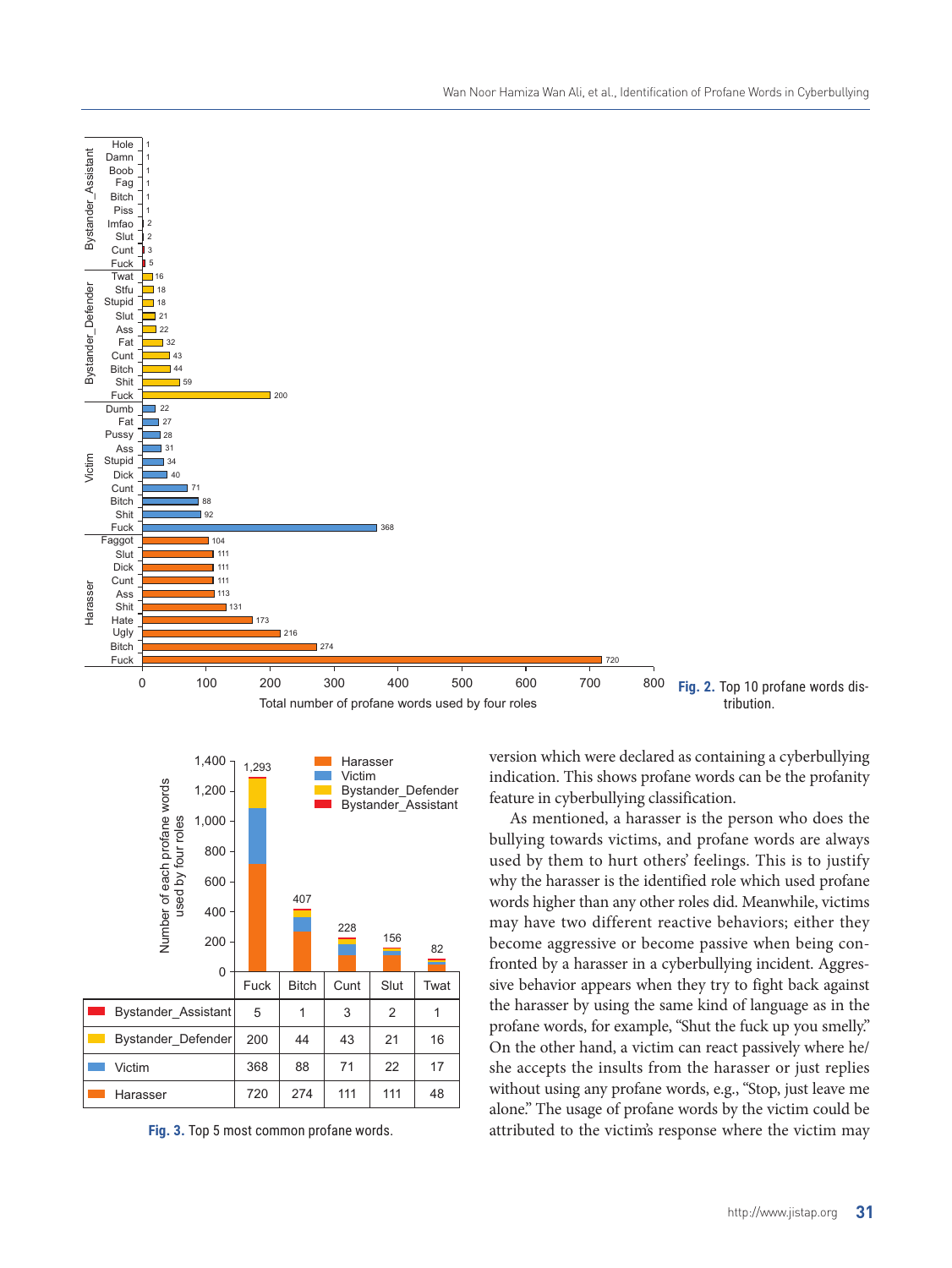Fig. 2. Top 10 profane words distribution.

| | Fuck | Bitch | Cunt | Slut | Twat |
|---|---|---|---|---|---|
| Bystander_Assistant | 5 | 1 | 3 | 2 | 1 |
| Bystander_Defender | 200 | 44 | 43 | 21 | 16 |
| Victim | 368 | 88 | 71 | 22 | 17 |
| Harasser | 720 | 274 | 111 | 111 | 48 |

Fig. 3. Top 5 most common profane words.

version which were declared as containing a cyberbullying indication. This shows profane words can be the profanity feature in cyberbullying classification.

As mentioned, a harasser is the person who does the bullying towards victims, and profane words are always used by them to hurt others' feelings. This is to justify why the harasser is the identified role which used profane words higher than any other roles did. Meanwhile, victims may have two different reactive behaviors; either they become aggressive or become passive when being confronted by a harasser in a cyberbullying incident. Aggressive behavior appears when they try to fight back against the harasser by using the same kind of language as in the profane words, for example, "Shut the fuck up you smelly." On the other hand, a victim can react passively where he/she accepts the insults from the harasser or just replies without using any profane words, e.g., "Stop, just leave me alone." The usage of profane words by the victim could be attributed to the victim's response where the victim may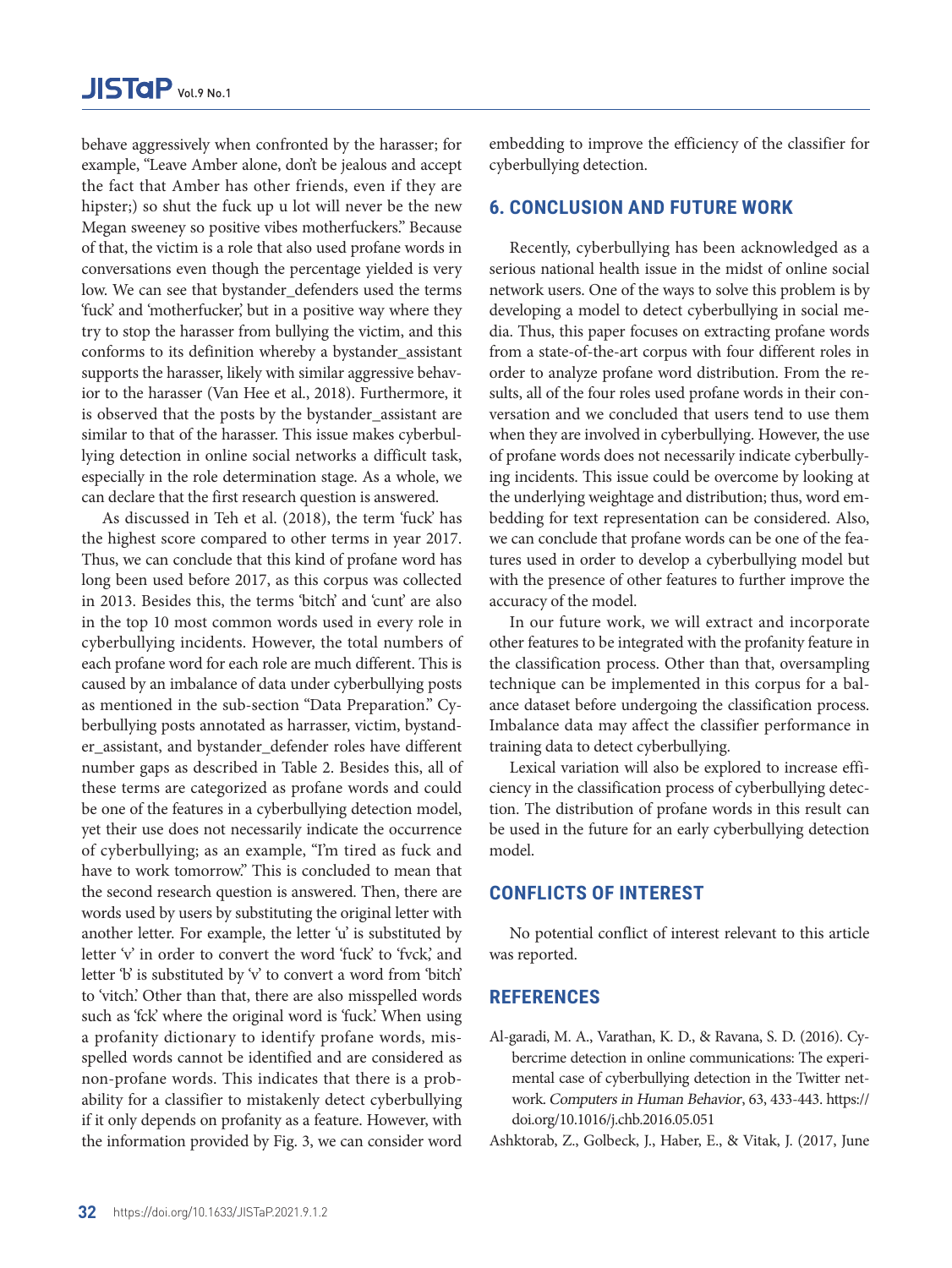behave aggressively when confronted by the harasser; for example, "Leave Amber alone, don't be jealous and accept the fact that Amber has other friends, even if they are hipster;) so shut the fuck up u lot will never be the new Megan sweeney so positive vibes motherfuckers." Because of that, the victim is a role that also used profane words in conversations even though the percentage yielded is very low. We can see that bystander_defenders used the terms 'fuck' and 'motherfucker,' but in a positive way where they try to stop the harasser from bullying the victim, and this conforms to its definition whereby a bystander_assistant supports the harasser, likely with similar aggressive behavior to the harasser (Van Hee et al., 2018). Furthermore, it is observed that the posts by the bystander_assistant are similar to that of the harasser. This issue makes cyberbullying detection in online social networks a difficult task, especially in the role determination stage. As a whole, we can declare that the first research question is answered.

As discussed in Teh et al. (2018), the term 'fuck' has the highest score compared to other terms in year 2017. Thus, we can conclude that this kind of profane word has long been used before 2017, as this corpus was collected in 2013. Besides this, the terms 'bitch' and 'cunt' are also in the top 10 most common words used in every role in cyberbullying incidents. However, the total numbers of each profane word for each role are much different. This is caused by an imbalance of data under cyberbullying posts as mentioned in the sub-section "Data Preparation." Cyberbullying posts annotated as harrasser, victim, bystander_assistant, and bystander_defender roles have different number gaps as described in Table 2. Besides this, all of these terms are categorized as profane words and could be one of the features in a cyberbullying detection model, yet their use does not necessarily indicate the occurrence of cyberbullying; as an example, "I'm tired as fuck and have to work tomorrow." This is concluded to mean that the second research question is answered. Then, there are words used by users by substituting the original letter with another letter. For example, the letter 'u' is substituted by letter 'v' in order to convert the word 'fuck' to 'fvck,' and letter 'b' is substituted by 'v' to convert a word from 'bitch' to 'vitch.' Other than that, there are also misspelled words such as 'fck' where the original word is 'fuck.' When using a profanity dictionary to identify profane words, misspelled words cannot be identified and are considered as non-profane words. This indicates that there is a probability for a classifier to mistakenly detect cyberbullying if it only depends on profanity as a feature. However, with the information provided by Fig. 3, we can consider word embedding to improve the efficiency of the classifier for cyberbullying detection.

## 6. CONCLUSION AND FUTURE WORK

Recently, cyberbullying has been acknowledged as a serious national health issue in the midst of online social network users. One of the ways to solve this problem is by developing a model to detect cyberbullying in social media. Thus, this paper focuses on extracting profane words from a state-of-the-art corpus with four different roles in order to analyze profane word distribution. From the results, all of the four roles used profane words in their conversation and we concluded that users tend to use them when they are involved in cyberbullying. However, the use of profane words does not necessarily indicate cyberbullying incidents. This issue could be overcome by looking at the underlying weightage and distribution; thus, word embedding for text representation can be considered. Also, we can conclude that profane words can be one of the features used in order to develop a cyberbullying model but with the presence of other features to further improve the accuracy of the model.

In our future work, we will extract and incorporate other features to be integrated with the profanity feature in the classification process. Other than that, oversampling technique can be implemented in this corpus for a balance dataset before undergoing the classification process. Imbalance data may affect the classifier performance in training data to detect cyberbullying.

Lexical variation will also be explored to increase efficiency in the classification process of cyberbullying detection. The distribution of profane words in this result can be used in the future for an early cyberbullying detection model.

## CONFLICTS OF INTEREST

No potential conflict of interest relevant to this article was reported.

## REFERENCES

Al-garadi, M. A., Varathan, K. D., & Ravana, S. D. (2016). Cybercrime detection in online communications: The experimental case of cyberbullying detection in the Twitter network. *Computers in Human Behavior*, 63, 433-443. https://doi.org/10.1016/j.chb.2016.05.051

Ashktorab, Z., Golbeck, J., Haber, E., & Vitak, J. (2017, June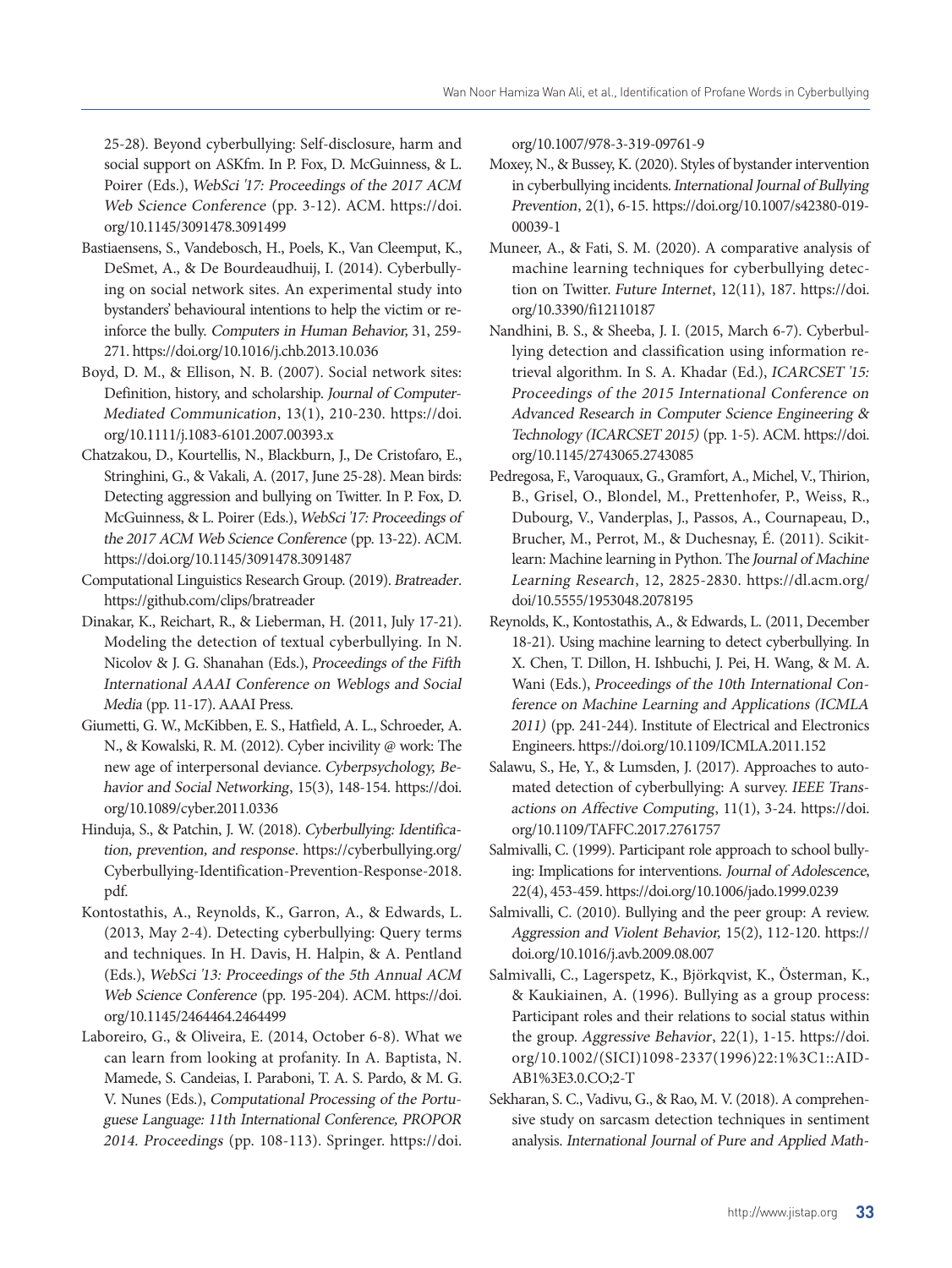25-28). Beyond cyberbullying: Self-disclosure, harm and social support on ASKfm. In P. Fox, D. McGuinness, & L. Poirer (Eds.), *WebSci '17: Proceedings of the 2017 ACM Web Science Conference* (pp. 3-12). ACM. https://doi.org/10.1145/3091478.3091499

Bastiaensens, S., Vandebosch, H., Poels, K., Van Cleemput, K., DeSmet, A., & De Bourdeaudhuij, I. (2014). Cyberbullying on social network sites. An experimental study into bystanders' behavioural intentions to help the victim or reinforce the bully. *Computers in Human Behavior,* 31, 259-271. https://doi.org/10.1016/j.chb.2013.10.036

Boyd, D. M., & Ellison, N. B. (2007). Social network sites: Definition, history, and scholarship. *Journal of Computer-Mediated Communication*, 13(1), 210-230. https://doi.org/10.1111/j.1083-6101.2007.00393.x

Chatzakou, D., Kourtellis, N., Blackburn, J., De Cristofaro, E., Stringhini, G., & Vakali, A. (2017, June 25-28). Mean birds: Detecting aggression and bullying on Twitter. In P. Fox, D. McGuinness, & L. Poirer (Eds.), *WebSci '17: Proceedings of the 2017 ACM Web Science Conference* (pp. 13-22). ACM. https://doi.org/10.1145/3091478.3091487

Computational Linguistics Research Group. (2019). *Bratreader*. https://github.com/clips/bratreader

Dinakar, K., Reichart, R., & Lieberman, H. (2011, July 17-21). Modeling the detection of textual cyberbullying. In N. Nicolov & J. G. Shanahan (Eds.), *Proceedings of the Fifth International AAAI Conference on Weblogs and Social Media* (pp. 11-17). AAAI Press.

Giumetti, G. W., McKibben, E. S., Hatfield, A. L., Schroeder, A. N., & Kowalski, R. M. (2012). Cyber incivility @ work: The new age of interpersonal deviance. *Cyberpsychology, Behavior and Social Networking*, 15(3), 148-154. https://doi.org/10.1089/cyber.2011.0336

Hinduja, S., & Patchin, J. W. (2018). *Cyberbullying: Identification, prevention, and response*. https://cyberbullying.org/Cyberbullying-Identification-Prevention-Response-2018.pdf.

Kontostathis, A., Reynolds, K., Garron, A., & Edwards, L. (2013, May 2-4). Detecting cyberbullying: Query terms and techniques. In H. Davis, H. Halpin, & A. Pentland (Eds.), *WebSci '13: Proceedings of the 5th Annual ACM Web Science Conference* (pp. 195-204). ACM. https://doi.org/10.1145/2464464.2464499

Laboreiro, G., & Oliveira, E. (2014, October 6-8). What we can learn from looking at profanity. In A. Baptista, N. Mamede, S. Candeias, I. Paraboni, T. A. S. Pardo, & M. G. V. Nunes (Eds.), *Computational Processing of the Portuguese Language: 11th International Conference, PROPOR 2014. Proceedings* (pp. 108-113). Springer. https://doi.org/10.1007/978-3-319-09761-9

Moxey, N., & Bussey, K. (2020). Styles of bystander intervention in cyberbullying incidents. *International Journal of Bullying Prevention*, 2(1), 6-15. https://doi.org/10.1007/s42380-019-00039-1

Muneer, A., & Fati, S. M. (2020). A comparative analysis of machine learning techniques for cyberbullying detection on Twitter. *Future Internet*, 12(11), 187. https://doi.org/10.3390/fi12110187

Nandhini, B. S., & Sheeba, J. I. (2015, March 6-7). Cyberbullying detection and classification using information retrieval algorithm. In S. A. Khadar (Ed.), *ICARCSET '15: Proceedings of the 2015 International Conference on Advanced Research in Computer Science Engineering & Technology (ICARCSET 2015)* (pp. 1-5). ACM. https://doi.org/10.1145/2743065.2743085

Pedregosa, F., Varoquaux, G., Gramfort, A., Michel, V., Thirion, B., Grisel, O., Blondel, M., Prettenhofer, P., Weiss, R., Dubourg, V., Vanderplas, J., Passos, A., Cournapeau, D., Brucher, M., Perrot, M., & Duchesnay, É. (2011). Scikit-learn: Machine learning in Python. The *Journal of Machine Learning Research*, 12, 2825-2830. https://dl.acm.org/doi/10.5555/1953048.2078195

Reynolds, K., Kontostathis, A., & Edwards, L. (2011, December 18-21). Using machine learning to detect cyberbullying. In X. Chen, T. Dillon, H. Ishbuchi, J. Pei, H. Wang, & M. A. Wani (Eds.), *Proceedings of the 10th International Conference on Machine Learning and Applications (ICMLA 2011)* (pp. 241-244). Institute of Electrical and Electronics Engineers. https://doi.org/10.1109/ICMLA.2011.152

Salawu, S., He, Y., & Lumsden, J. (2017). Approaches to automated detection of cyberbullying: A survey. *IEEE Transactions on Affective Computing*, 11(1), 3-24. https://doi.org/10.1109/TAFFC.2017.2761757

Salmivalli, C. (1999). Participant role approach to school bullying: Implications for interventions. *Journal of Adolescence*, 22(4), 453-459. https://doi.org/10.1006/jado.1999.0239

Salmivalli, C. (2010). Bullying and the peer group: A review. *Aggression and Violent Behavior,* 15(2), 112-120. https://doi.org/10.1016/j.avb.2009.08.007

Salmivalli, C., Lagerspetz, K., Björkqvist, K., Österman, K., & Kaukiainen, A. (1996). Bullying as a group process: Participant roles and their relations to social status within the group. *Aggressive Behavior*, 22(1), 1-15. https://doi.org/10.1002/(SICI)1098-2337(1996)22:1%3C1::AID-AB1%3E3.0.CO;2-T

Sekharan, S. C., Vadivu, G., & Rao, M. V. (2018). A comprehensive study on sarcasm detection techniques in sentiment analysis. *International Journal of Pure and Applied Math-*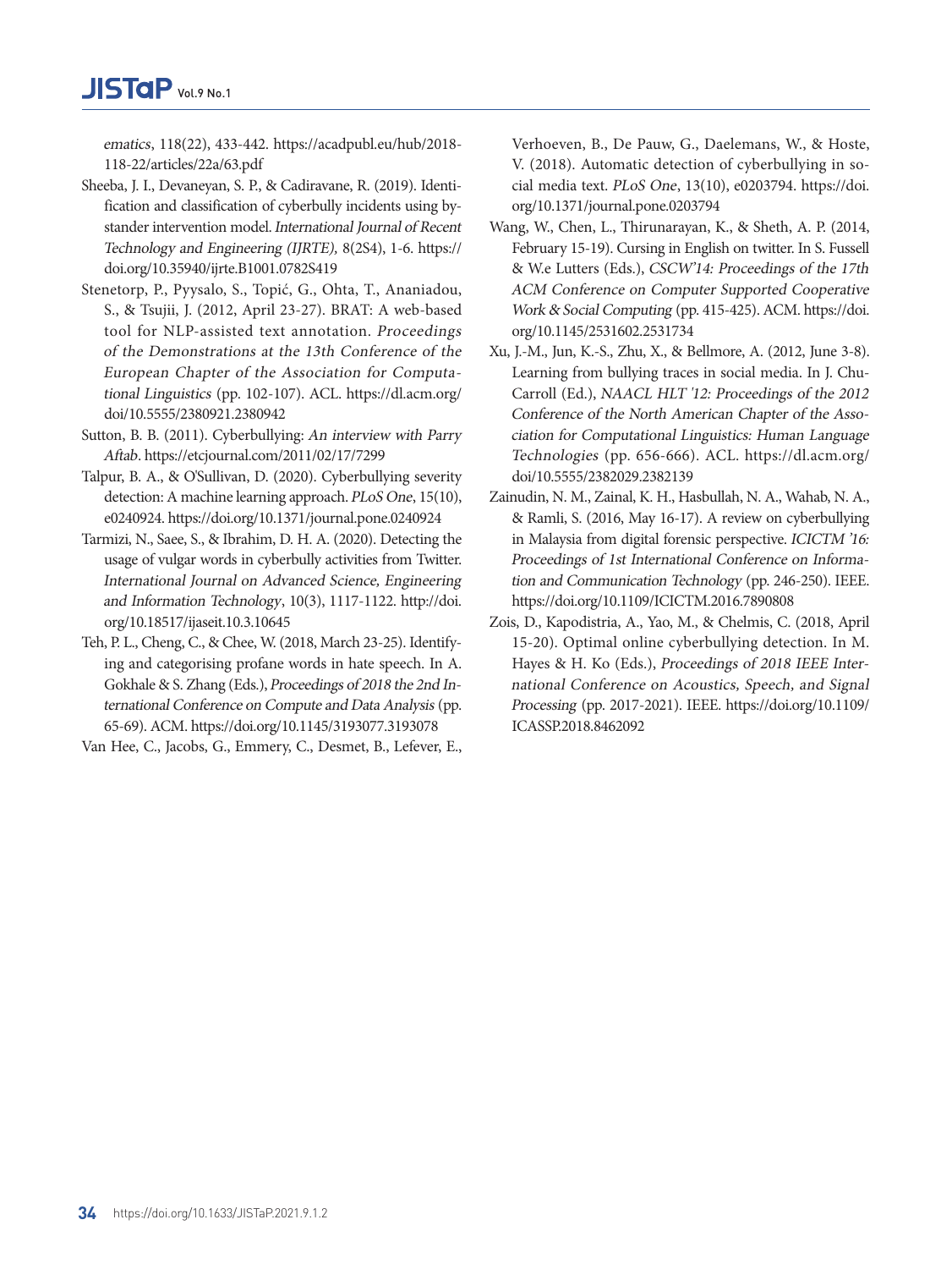*ematics*, 118(22), 433-442. https://acadpubl.eu/hub/2018-118-22/articles/22a/63.pdf

Sheeba, J. I., Devaneyan, S. P., & Cadiravane, R. (2019). Identification and classification of cyberbully incidents using bystander intervention model. *International Journal of Recent Technology and Engineering (IJRTE),* 8(2S4), 1-6. https://doi.org/10.35940/ijrte.B1001.0782S419

Stenetorp, P., Pyysalo, S., Topić, G., Ohta, T., Ananiadou, S., & Tsujii, J. (2012, April 23-27). BRAT: A web-based tool for NLP-assisted text annotation. *Proceedings of the Demonstrations at the 13th Conference of the European Chapter of the Association for Computational Linguistics* (pp. 102-107). ACL. https://dl.acm.org/doi/10.5555/2380921.2380942

Sutton, B. B. (2011). Cyberbullying: *An interview with Parry Aftab*. https://etcjournal.com/2011/02/17/7299

Talpur, B. A., & O'Sullivan, D. (2020). Cyberbullying severity detection: A machine learning approach. *PLoS One*, 15(10), e0240924. https://doi.org/10.1371/journal.pone.0240924

Tarmizi, N., Saee, S., & Ibrahim, D. H. A. (2020). Detecting the usage of vulgar words in cyberbully activities from Twitter. *International Journal on Advanced Science, Engineering and Information Technology*, 10(3), 1117-1122. http://doi.org/10.18517/ijaseit.10.3.10645

Teh, P. L., Cheng, C., & Chee, W. (2018, March 23-25). Identifying and categorising profane words in hate speech. In A. Gokhale & S. Zhang (Eds.), *Proceedings of 2018 the 2nd International Conference on Compute and Data Analysis* (pp. 65-69). ACM. https://doi.org/10.1145/3193077.3193078

Van Hee, C., Jacobs, G., Emmery, C., Desmet, B., Lefever, E., Verhoeven, B., De Pauw, G., Daelemans, W., & Hoste, V. (2018). Automatic detection of cyberbullying in social media text. *PLoS One*, 13(10), e0203794. https://doi.org/10.1371/journal.pone.0203794

Wang, W., Chen, L., Thirunarayan, K., & Sheth, A. P. (2014, February 15-19). Cursing in English on twitter. In S. Fussell & W.e Lutters (Eds.), *CSCW'14: Proceedings of the 17th ACM Conference on Computer Supported Cooperative Work & Social Computing* (pp. 415-425). ACM. https://doi.org/10.1145/2531602.2531734

Xu, J.-M., Jun, K.-S., Zhu, X., & Bellmore, A. (2012, June 3-8). Learning from bullying traces in social media. In J. Chu-Carroll (Ed.), *NAACL HLT '12: Proceedings of the 2012 Conference of the North American Chapter of the Association for Computational Linguistics: Human Language Technologies* (pp. 656-666). ACL. https://dl.acm.org/doi/10.5555/2382029.2382139

Zainudin, N. M., Zainal, K. H., Hasbullah, N. A., Wahab, N. A., & Ramli, S. (2016, May 16-17). A review on cyberbullying in Malaysia from digital forensic perspective. *ICICTM '16: Proceedings of 1st International Conference on Information and Communication Technology* (pp. 246-250). IEEE. https://doi.org/10.1109/ICICTM.2016.7890808

Zois, D., Kapodistria, A., Yao, M., & Chelmis, C. (2018, April 15-20). Optimal online cyberbullying detection. In M. Hayes & H. Ko (Eds.), *Proceedings of 2018 IEEE International Conference on Acoustics, Speech, and Signal Processing* (pp. 2017-2021). IEEE. https://doi.org/10.1109/ICASSP.2018.8462092